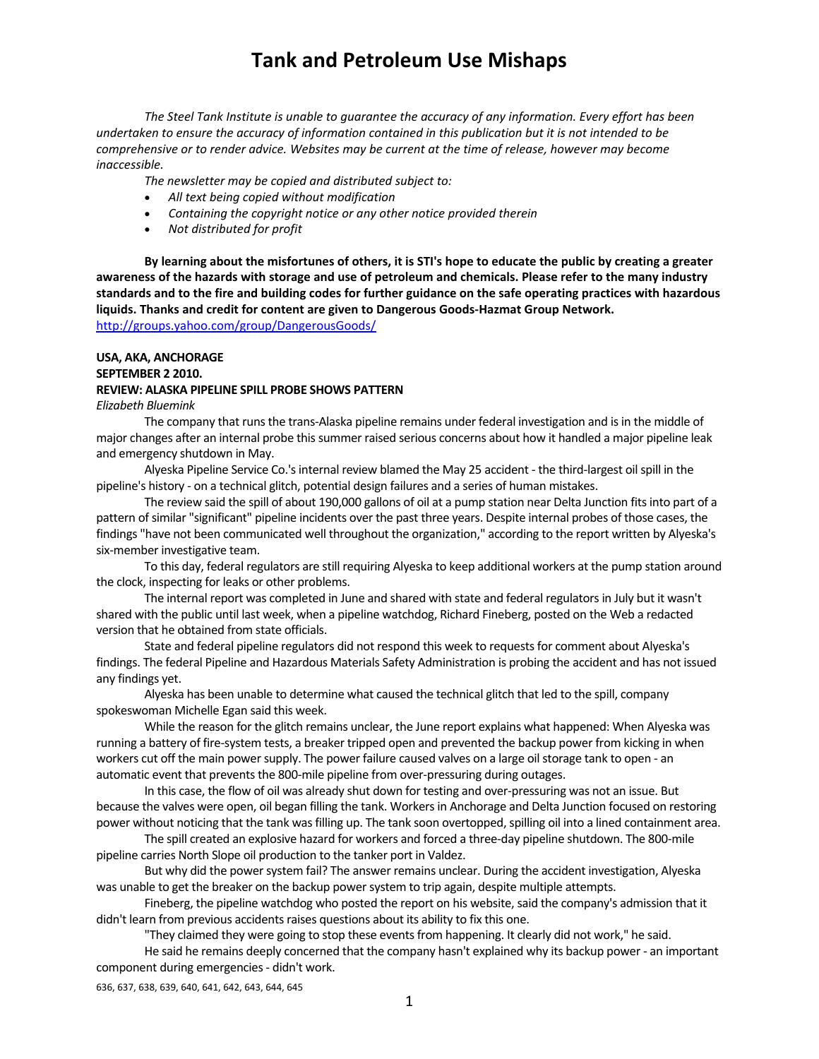# Tank and Petroleum Use Mishaps

*The Steel Tank Institute is unable to guarantee the accuracy of any information. Every effort has been undertaken to ensure the accuracy of information contained in this publication but it is not intended to be comprehensive or to render advice. Websites may be current at the time of release, however may become inaccessible.*

*The newsletter may be copied and distributed subject to:*

- *All text being copied without modification*
- *Containing the copyright notice or any other notice provided therein*
- *Not distributed for profit*

**By learning about the misfortunes of others, it is STI's hope to educate the public by creating a greater awareness of the hazards with storage and use of petroleum and chemicals. Please refer to the many industry standards and to the fire and building codes for further guidance on the safe operating practices with hazardous liquids. Thanks and credit for content are given to Dangerous Goods-Hazmat Group Network.**
http://groups.yahoo.com/group/DangerousGoods/

**USA, AKA, ANCHORAGE**
**SEPTEMBER 2 2010.**
**REVIEW: ALASKA PIPELINE SPILL PROBE SHOWS PATTERN**
*Elizabeth Bluemink*

The company that runs the trans-Alaska pipeline remains under federal investigation and is in the middle of major changes after an internal probe this summer raised serious concerns about how it handled a major pipeline leak and emergency shutdown in May.

Alyeska Pipeline Service Co.'s internal review blamed the May 25 accident - the third-largest oil spill in the pipeline's history - on a technical glitch, potential design failures and a series of human mistakes.

The review said the spill of about 190,000 gallons of oil at a pump station near Delta Junction fits into part of a pattern of similar "significant" pipeline incidents over the past three years. Despite internal probes of those cases, the findings "have not been communicated well throughout the organization," according to the report written by Alyeska's six-member investigative team.

To this day, federal regulators are still requiring Alyeska to keep additional workers at the pump station around the clock, inspecting for leaks or other problems.

The internal report was completed in June and shared with state and federal regulators in July but it wasn't shared with the public until last week, when a pipeline watchdog, Richard Fineberg, posted on the Web a redacted version that he obtained from state officials.

State and federal pipeline regulators did not respond this week to requests for comment about Alyeska's findings. The federal Pipeline and Hazardous Materials Safety Administration is probing the accident and has not issued any findings yet.

Alyeska has been unable to determine what caused the technical glitch that led to the spill, company spokeswoman Michelle Egan said this week.

While the reason for the glitch remains unclear, the June report explains what happened: When Alyeska was running a battery of fire-system tests, a breaker tripped open and prevented the backup power from kicking in when workers cut off the main power supply. The power failure caused valves on a large oil storage tank to open - an automatic event that prevents the 800-mile pipeline from over-pressuring during outages.

In this case, the flow of oil was already shut down for testing and over-pressuring was not an issue. But because the valves were open, oil began filling the tank. Workers in Anchorage and Delta Junction focused on restoring power without noticing that the tank was filling up. The tank soon overtopped, spilling oil into a lined containment area.

The spill created an explosive hazard for workers and forced a three-day pipeline shutdown. The 800-mile pipeline carries North Slope oil production to the tanker port in Valdez.

But why did the power system fail? The answer remains unclear. During the accident investigation, Alyeska was unable to get the breaker on the backup power system to trip again, despite multiple attempts.

Fineberg, the pipeline watchdog who posted the report on his website, said the company's admission that it didn't learn from previous accidents raises questions about its ability to fix this one.

"They claimed they were going to stop these events from happening. It clearly did not work," he said.

He said he remains deeply concerned that the company hasn't explained why its backup power - an important component during emergencies - didn't work.

636, 637, 638, 639, 640, 641, 642, 643, 644, 645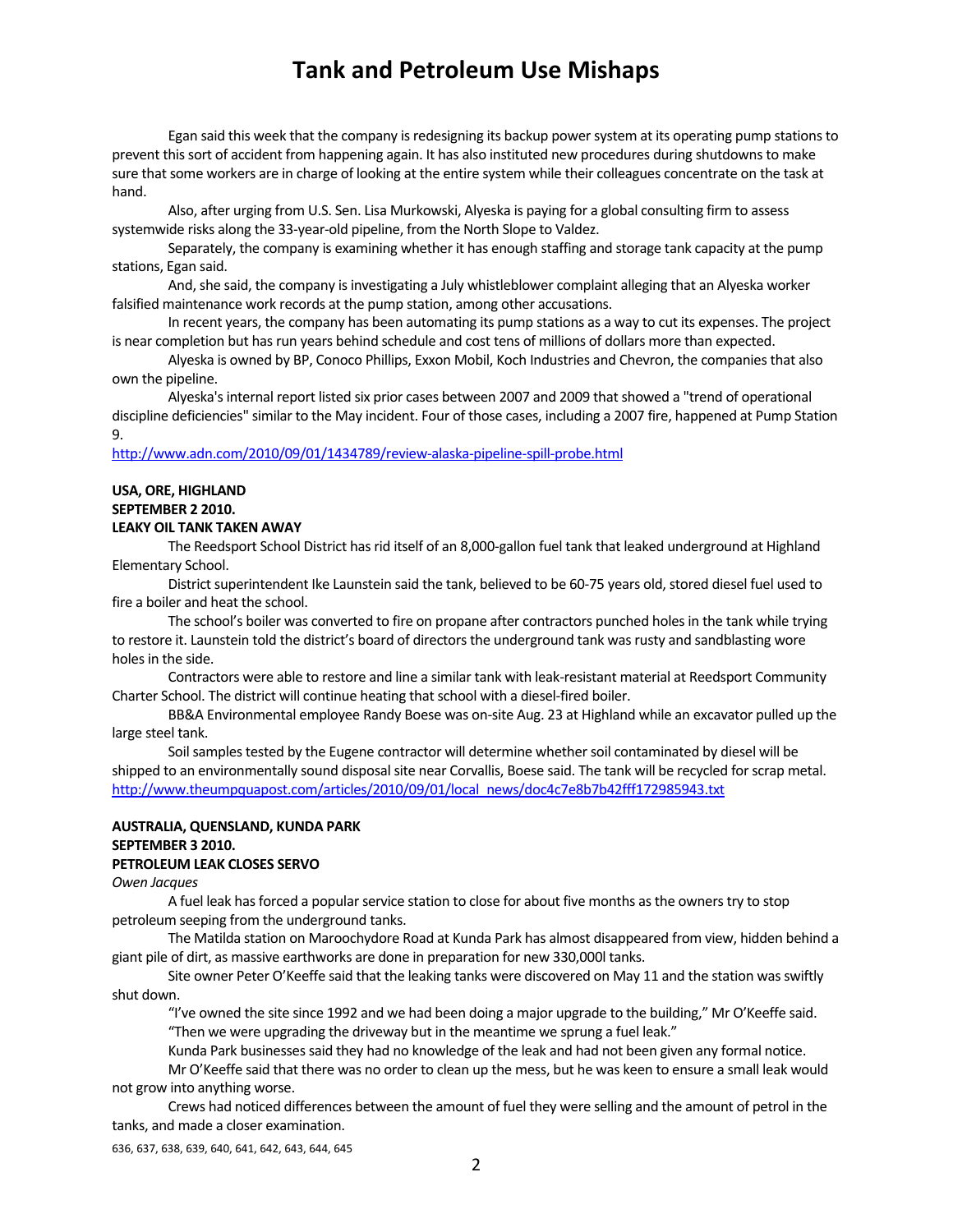Egan said this week that the company is redesigning its backup power system at its operating pump stations to prevent this sort of accident from happening again. It has also instituted new procedures during shutdowns to make sure that some workers are in charge of looking at the entire system while their colleagues concentrate on the task at hand.

Also, after urging from U.S. Sen. Lisa Murkowski, Alyeska is paying for a global consulting firm to assess systemwide risks along the 33-year-old pipeline, from the North Slope to Valdez.

Separately, the company is examining whether it has enough staffing and storage tank capacity at the pump stations, Egan said.

And, she said, the company is investigating a July whistleblower complaint alleging that an Alyeska worker falsified maintenance work records at the pump station, among other accusations.

In recent years, the company has been automating its pump stations as a way to cut its expenses. The project is near completion but has run years behind schedule and cost tens of millions of dollars more than expected.

Alyeska is owned by BP, Conoco Phillips, Exxon Mobil, Koch Industries and Chevron, the companies that also own the pipeline.

Alyeska's internal report listed six prior cases between 2007 and 2009 that showed a "trend of operational discipline deficiencies" similar to the May incident. Four of those cases, including a 2007 fire, happened at Pump Station 9.

http://www.adn.com/2010/09/01/1434789/review-alaska-pipeline-spill-probe.html

**USA, ORE, HIGHLAND**
**SEPTEMBER 2 2010.**
**LEAKY OIL TANK TAKEN AWAY**

The Reedsport School District has rid itself of an 8,000-gallon fuel tank that leaked underground at Highland Elementary School.

District superintendent Ike Launstein said the tank, believed to be 60-75 years old, stored diesel fuel used to fire a boiler and heat the school.

The school's boiler was converted to fire on propane after contractors punched holes in the tank while trying to restore it. Launstein told the district's board of directors the underground tank was rusty and sandblasting wore holes in the side.

Contractors were able to restore and line a similar tank with leak-resistant material at Reedsport Community Charter School. The district will continue heating that school with a diesel-fired boiler.

BB&A Environmental employee Randy Boese was on-site Aug. 23 at Highland while an excavator pulled up the large steel tank.

Soil samples tested by the Eugene contractor will determine whether soil contaminated by diesel will be shipped to an environmentally sound disposal site near Corvallis, Boese said. The tank will be recycled for scrap metal.

http://www.theumpquapost.com/articles/2010/09/01/local_news/doc4c7e8b7b42fff172985943.txt

**AUSTRALIA, QUEENSLAND, KUNDA PARK**
**SEPTEMBER 3 2010.**
**PETROLEUM LEAK CLOSES SERVO**

*Owen Jacques*

A fuel leak has forced a popular service station to close for about five months as the owners try to stop petroleum seeping from the underground tanks.

The Matilda station on Maroochydore Road at Kunda Park has almost disappeared from view, hidden behind a giant pile of dirt, as massive earthworks are done in preparation for new 330,000l tanks.

Site owner Peter O'Keeffe said that the leaking tanks were discovered on May 11 and the station was swiftly shut down.

"I've owned the site since 1992 and we had been doing a major upgrade to the building," Mr O'Keeffe said.

"Then we were upgrading the driveway but in the meantime we sprung a fuel leak."

Kunda Park businesses said they had no knowledge of the leak and had not been given any formal notice.

Mr O'Keeffe said that there was no order to clean up the mess, but he was keen to ensure a small leak would not grow into anything worse.

Crews had noticed differences between the amount of fuel they were selling and the amount of petrol in the tanks, and made a closer examination.

636, 637, 638, 639, 640, 641, 642, 643, 644, 645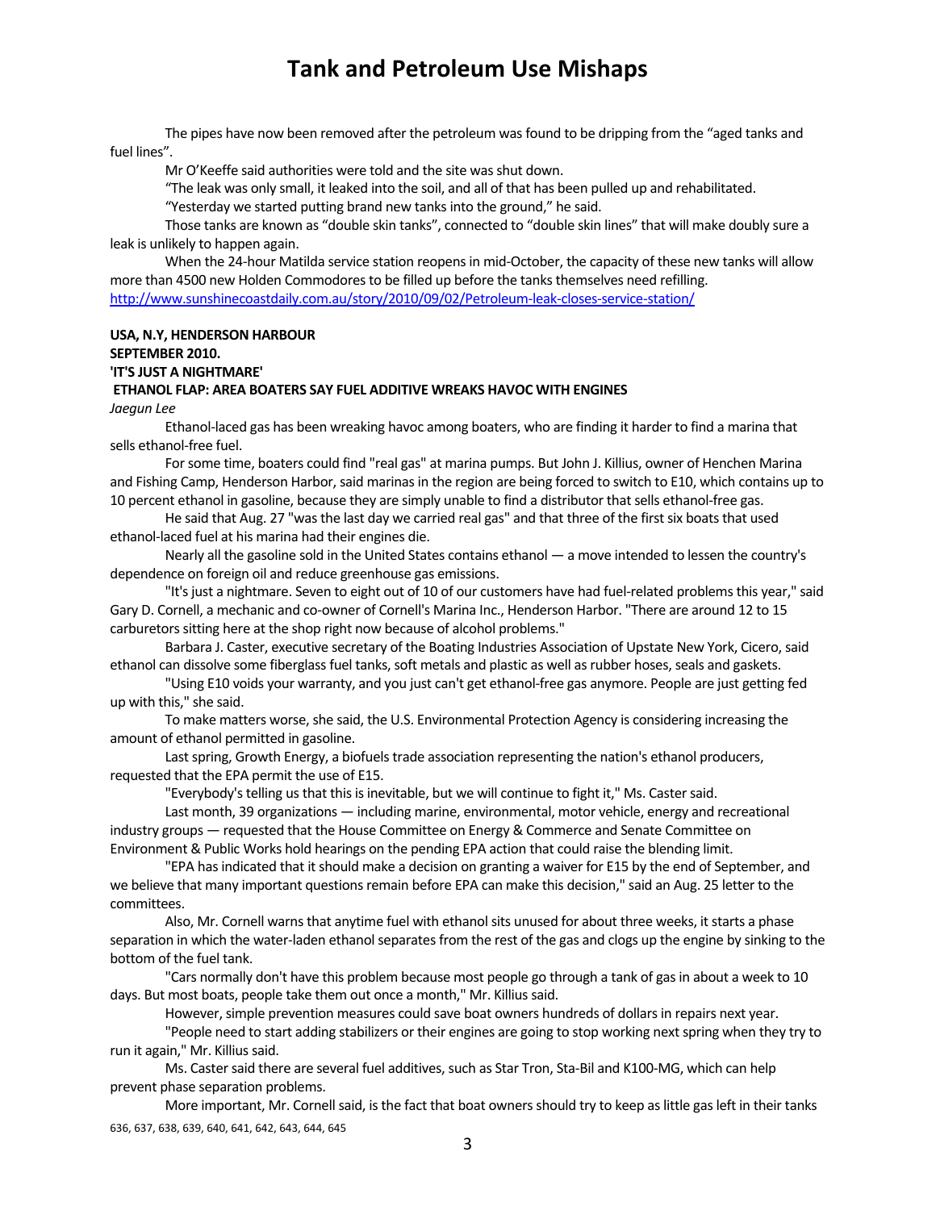The pipes have now been removed after the petroleum was found to be dripping from the "aged tanks and fuel lines".

Mr O'Keeffe said authorities were told and the site was shut down.

"The leak was only small, it leaked into the soil, and all of that has been pulled up and rehabilitated.

"Yesterday we started putting brand new tanks into the ground," he said.

Those tanks are known as "double skin tanks", connected to "double skin lines" that will make doubly sure a leak is unlikely to happen again.

When the 24-hour Matilda service station reopens in mid-October, the capacity of these new tanks will allow more than 4500 new Holden Commodores to be filled up before the tanks themselves need refilling.
http://www.sunshinecoastdaily.com.au/story/2010/09/02/Petroleum-leak-closes-service-station/

**USA, N.Y, HENDERSON HARBOUR**
**SEPTEMBER 2010.**
**'IT'S JUST A NIGHTMARE'**
**ETHANOL FLAP: AREA BOATERS SAY FUEL ADDITIVE WREAKS HAVOC WITH ENGINES**
*Jaegun Lee*

Ethanol-laced gas has been wreaking havoc among boaters, who are finding it harder to find a marina that sells ethanol-free fuel.

For some time, boaters could find "real gas" at marina pumps. But John J. Killius, owner of Henchen Marina and Fishing Camp, Henderson Harbor, said marinas in the region are being forced to switch to E10, which contains up to 10 percent ethanol in gasoline, because they are simply unable to find a distributor that sells ethanol-free gas.

He said that Aug. 27 "was the last day we carried real gas" and that three of the first six boats that used ethanol-laced fuel at his marina had their engines die.

Nearly all the gasoline sold in the United States contains ethanol — a move intended to lessen the country's dependence on foreign oil and reduce greenhouse gas emissions.

"It's just a nightmare. Seven to eight out of 10 of our customers have had fuel-related problems this year," said Gary D. Cornell, a mechanic and co-owner of Cornell's Marina Inc., Henderson Harbor. "There are around 12 to 15 carburetors sitting here at the shop right now because of alcohol problems."

Barbara J. Caster, executive secretary of the Boating Industries Association of Upstate New York, Cicero, said ethanol can dissolve some fiberglass fuel tanks, soft metals and plastic as well as rubber hoses, seals and gaskets.

"Using E10 voids your warranty, and you just can't get ethanol-free gas anymore. People are just getting fed up with this," she said.

To make matters worse, she said, the U.S. Environmental Protection Agency is considering increasing the amount of ethanol permitted in gasoline.

Last spring, Growth Energy, a biofuels trade association representing the nation's ethanol producers, requested that the EPA permit the use of E15.

"Everybody's telling us that this is inevitable, but we will continue to fight it," Ms. Caster said.

Last month, 39 organizations — including marine, environmental, motor vehicle, energy and recreational industry groups — requested that the House Committee on Energy & Commerce and Senate Committee on Environment & Public Works hold hearings on the pending EPA action that could raise the blending limit.

"EPA has indicated that it should make a decision on granting a waiver for E15 by the end of September, and we believe that many important questions remain before EPA can make this decision," said an Aug. 25 letter to the committees.

Also, Mr. Cornell warns that anytime fuel with ethanol sits unused for about three weeks, it starts a phase separation in which the water-laden ethanol separates from the rest of the gas and clogs up the engine by sinking to the bottom of the fuel tank.

"Cars normally don't have this problem because most people go through a tank of gas in about a week to 10 days. But most boats, people take them out once a month," Mr. Killius said.

However, simple prevention measures could save boat owners hundreds of dollars in repairs next year.

"People need to start adding stabilizers or their engines are going to stop working next spring when they try to run it again," Mr. Killius said.

Ms. Caster said there are several fuel additives, such as Star Tron, Sta-Bil and K100-MG, which can help prevent phase separation problems.

More important, Mr. Cornell said, is the fact that boat owners should try to keep as little gas left in their tanks

636, 637, 638, 639, 640, 641, 642, 643, 644, 645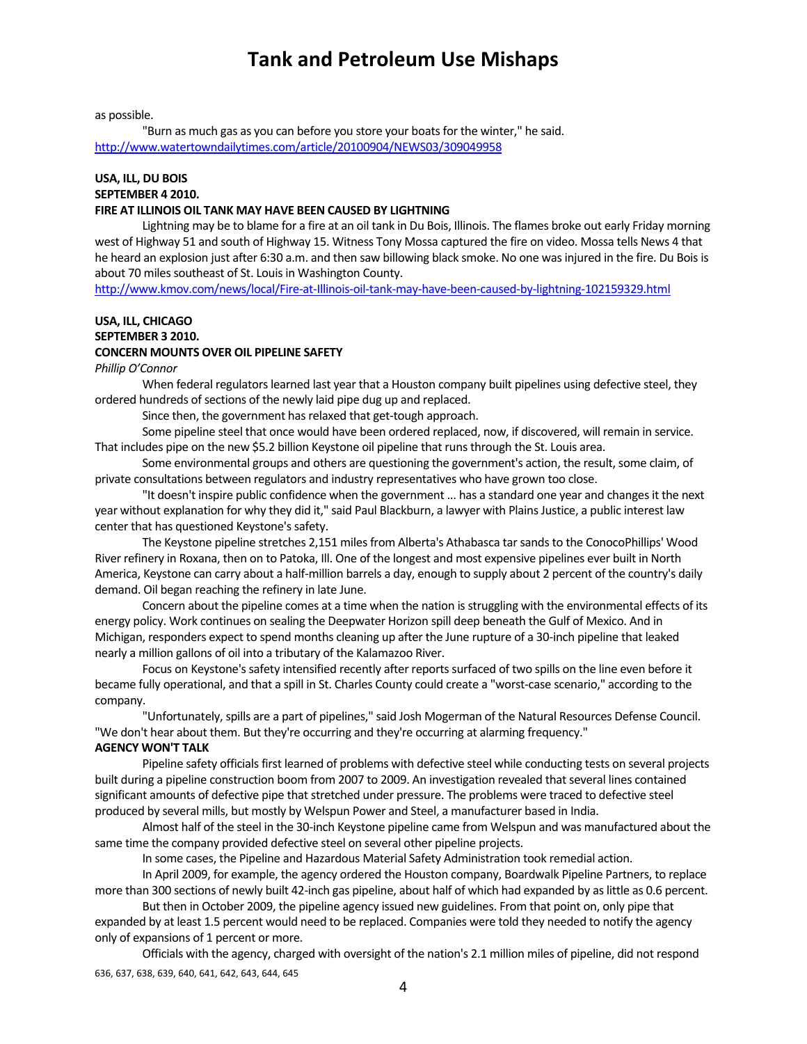as possible.

"Burn as much gas as you can before you store your boats for the winter," he said.
http://www.watertowndailytimes.com/article/20100904/NEWS03/309049958

**USA, ILL, DU BOIS**
**SEPTEMBER 4 2010.**
**FIRE AT ILLINOIS OIL TANK MAY HAVE BEEN CAUSED BY LIGHTNING**

Lightning may be to blame for a fire at an oil tank in Du Bois, Illinois. The flames broke out early Friday morning west of Highway 51 and south of Highway 15. Witness Tony Mossa captured the fire on video. Mossa tells News 4 that he heard an explosion just after 6:30 a.m. and then saw billowing black smoke. No one was injured in the fire. Du Bois is about 70 miles southeast of St. Louis in Washington County.
http://www.kmov.com/news/local/Fire-at-Illinois-oil-tank-may-have-been-caused-by-lightning-102159329.html

**USA, ILL, CHICAGO**
**SEPTEMBER 3 2010.**
**CONCERN MOUNTS OVER OIL PIPELINE SAFETY**
*Phillip O'Connor*

When federal regulators learned last year that a Houston company built pipelines using defective steel, they ordered hundreds of sections of the newly laid pipe dug up and replaced.

Since then, the government has relaxed that get-tough approach.

Some pipeline steel that once would have been ordered replaced, now, if discovered, will remain in service. That includes pipe on the new $5.2 billion Keystone oil pipeline that runs through the St. Louis area.

Some environmental groups and others are questioning the government's action, the result, some claim, of private consultations between regulators and industry representatives who have grown too close.

"It doesn't inspire public confidence when the government ... has a standard one year and changes it the next year without explanation for why they did it," said Paul Blackburn, a lawyer with Plains Justice, a public interest law center that has questioned Keystone's safety.

The Keystone pipeline stretches 2,151 miles from Alberta's Athabasca tar sands to the ConocoPhillips' Wood River refinery in Roxana, then on to Patoka, Ill. One of the longest and most expensive pipelines ever built in North America, Keystone can carry about a half-million barrels a day, enough to supply about 2 percent of the country's daily demand. Oil began reaching the refinery in late June.

Concern about the pipeline comes at a time when the nation is struggling with the environmental effects of its energy policy. Work continues on sealing the Deepwater Horizon spill deep beneath the Gulf of Mexico. And in Michigan, responders expect to spend months cleaning up after the June rupture of a 30-inch pipeline that leaked nearly a million gallons of oil into a tributary of the Kalamazoo River.

Focus on Keystone's safety intensified recently after reports surfaced of two spills on the line even before it became fully operational, and that a spill in St. Charles County could create a "worst-case scenario," according to the company.

"Unfortunately, spills are a part of pipelines," said Josh Mogerman of the Natural Resources Defense Council. "We don't hear about them. But they're occurring and they're occurring at alarming frequency."

**AGENCY WON'T TALK**

Pipeline safety officials first learned of problems with defective steel while conducting tests on several projects built during a pipeline construction boom from 2007 to 2009. An investigation revealed that several lines contained significant amounts of defective pipe that stretched under pressure. The problems were traced to defective steel produced by several mills, but mostly by Welspun Power and Steel, a manufacturer based in India.

Almost half of the steel in the 30-inch Keystone pipeline came from Welspun and was manufactured about the same time the company provided defective steel on several other pipeline projects.

In some cases, the Pipeline and Hazardous Material Safety Administration took remedial action.

In April 2009, for example, the agency ordered the Houston company, Boardwalk Pipeline Partners, to replace more than 300 sections of newly built 42-inch gas pipeline, about half of which had expanded by as little as 0.6 percent.

But then in October 2009, the pipeline agency issued new guidelines. From that point on, only pipe that expanded by at least 1.5 percent would need to be replaced. Companies were told they needed to notify the agency only of expansions of 1 percent or more.

Officials with the agency, charged with oversight of the nation's 2.1 million miles of pipeline, did not respond

636, 637, 638, 639, 640, 641, 642, 643, 644, 645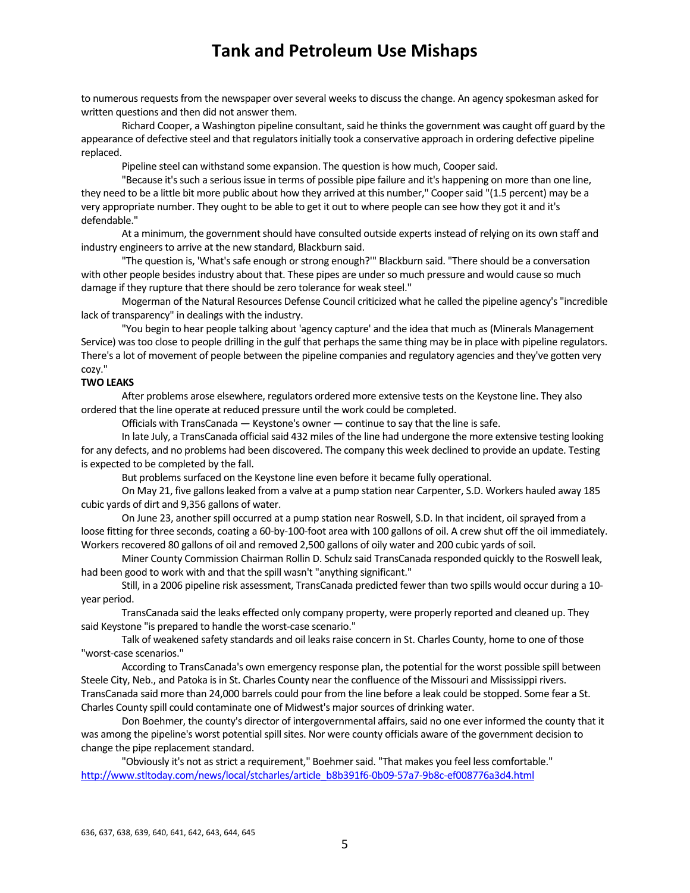to numerous requests from the newspaper over several weeks to discuss the change. An agency spokesman asked for written questions and then did not answer them.

Richard Cooper, a Washington pipeline consultant, said he thinks the government was caught off guard by the appearance of defective steel and that regulators initially took a conservative approach in ordering defective pipeline replaced.

Pipeline steel can withstand some expansion. The question is how much, Cooper said.

"Because it's such a serious issue in terms of possible pipe failure and it's happening on more than one line, they need to be a little bit more public about how they arrived at this number," Cooper said "(1.5 percent) may be a very appropriate number. They ought to be able to get it out to where people can see how they got it and it's defendable."

At a minimum, the government should have consulted outside experts instead of relying on its own staff and industry engineers to arrive at the new standard, Blackburn said.

"The question is, 'What's safe enough or strong enough?'" Blackburn said. "There should be a conversation with other people besides industry about that. These pipes are under so much pressure and would cause so much damage if they rupture that there should be zero tolerance for weak steel."

Mogerman of the Natural Resources Defense Council criticized what he called the pipeline agency's "incredible lack of transparency" in dealings with the industry.

"You begin to hear people talking about 'agency capture' and the idea that much as (Minerals Management Service) was too close to people drilling in the gulf that perhaps the same thing may be in place with pipeline regulators. There's a lot of movement of people between the pipeline companies and regulatory agencies and they've gotten very cozy."

**TWO LEAKS**

After problems arose elsewhere, regulators ordered more extensive tests on the Keystone line. They also ordered that the line operate at reduced pressure until the work could be completed.

Officials with TransCanada — Keystone's owner — continue to say that the line is safe.

In late July, a TransCanada official said 432 miles of the line had undergone the more extensive testing looking for any defects, and no problems had been discovered. The company this week declined to provide an update. Testing is expected to be completed by the fall.

But problems surfaced on the Keystone line even before it became fully operational.

On May 21, five gallons leaked from a valve at a pump station near Carpenter, S.D. Workers hauled away 185 cubic yards of dirt and 9,356 gallons of water.

On June 23, another spill occurred at a pump station near Roswell, S.D. In that incident, oil sprayed from a loose fitting for three seconds, coating a 60-by-100-foot area with 100 gallons of oil. A crew shut off the oil immediately. Workers recovered 80 gallons of oil and removed 2,500 gallons of oily water and 200 cubic yards of soil.

Miner County Commission Chairman Rollin D. Schulz said TransCanada responded quickly to the Roswell leak, had been good to work with and that the spill wasn't "anything significant."

Still, in a 2006 pipeline risk assessment, TransCanada predicted fewer than two spills would occur during a 10-year period.

TransCanada said the leaks effected only company property, were properly reported and cleaned up. They said Keystone "is prepared to handle the worst-case scenario."

Talk of weakened safety standards and oil leaks raise concern in St. Charles County, home to one of those "worst-case scenarios."

According to TransCanada's own emergency response plan, the potential for the worst possible spill between Steele City, Neb., and Patoka is in St. Charles County near the confluence of the Missouri and Mississippi rivers. TransCanada said more than 24,000 barrels could pour from the line before a leak could be stopped. Some fear a St. Charles County spill could contaminate one of Midwest's major sources of drinking water.

Don Boehmer, the county's director of intergovernmental affairs, said no one ever informed the county that it was among the pipeline's worst potential spill sites. Nor were county officials aware of the government decision to change the pipe replacement standard.

"Obviously it's not as strict a requirement," Boehmer said. "That makes you feel less comfortable."
http://www.stltoday.com/news/local/stcharles/article_b8b391f6-0b09-57a7-9b8c-ef008776a3d4.html

636, 637, 638, 639, 640, 641, 642, 643, 644, 645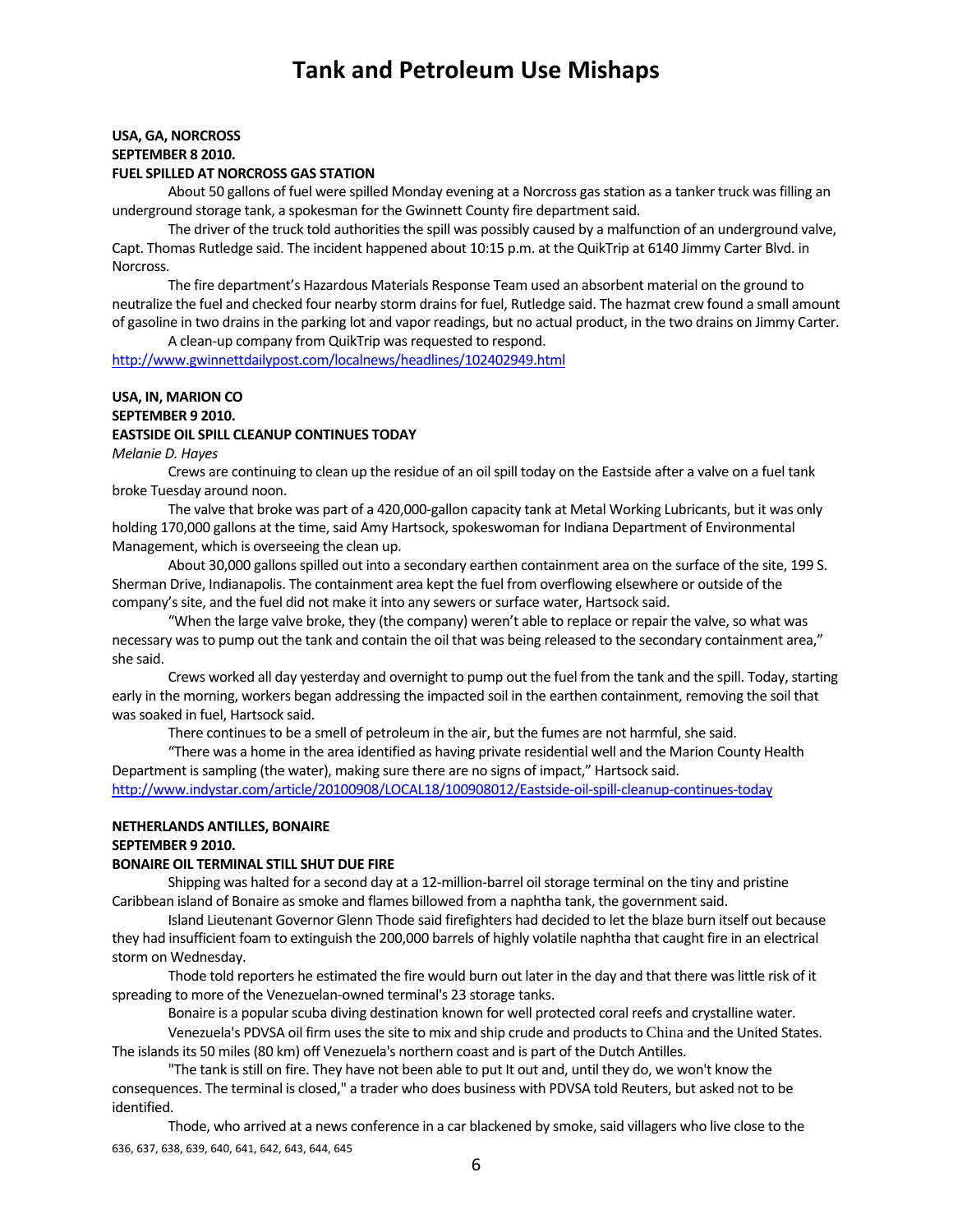# Tank and Petroleum Use Mishaps

**USA, GA, NORCROSS**
**SEPTEMBER 8 2010.**
**FUEL SPILLED AT NORCROSS GAS STATION**

About 50 gallons of fuel were spilled Monday evening at a Norcross gas station as a tanker truck was filling an underground storage tank, a spokesman for the Gwinnett County fire department said.

The driver of the truck told authorities the spill was possibly caused by a malfunction of an underground valve, Capt. Thomas Rutledge said. The incident happened about 10:15 p.m. at the QuikTrip at 6140 Jimmy Carter Blvd. in Norcross.

The fire department's Hazardous Materials Response Team used an absorbent material on the ground to neutralize the fuel and checked four nearby storm drains for fuel, Rutledge said. The hazmat crew found a small amount of gasoline in two drains in the parking lot and vapor readings, but no actual product, in the two drains on Jimmy Carter.

A clean-up company from QuikTrip was requested to respond.

http://www.gwinnettdailypost.com/localnews/headlines/102402949.html

**USA, IN, MARION CO**
**SEPTEMBER 9 2010.**
**EASTSIDE OIL SPILL CLEANUP CONTINUES TODAY**

*Melanie D. Hayes*

Crews are continuing to clean up the residue of an oil spill today on the Eastside after a valve on a fuel tank broke Tuesday around noon.

The valve that broke was part of a 420,000-gallon capacity tank at Metal Working Lubricants, but it was only holding 170,000 gallons at the time, said Amy Hartsock, spokeswoman for Indiana Department of Environmental Management, which is overseeing the clean up.

About 30,000 gallons spilled out into a secondary earthen containment area on the surface of the site, 199 S. Sherman Drive, Indianapolis. The containment area kept the fuel from overflowing elsewhere or outside of the company's site, and the fuel did not make it into any sewers or surface water, Hartsock said.

"When the large valve broke, they (the company) weren't able to replace or repair the valve, so what was necessary was to pump out the tank and contain the oil that was being released to the secondary containment area," she said.

Crews worked all day yesterday and overnight to pump out the fuel from the tank and the spill. Today, starting early in the morning, workers began addressing the impacted soil in the earthen containment, removing the soil that was soaked in fuel, Hartsock said.

There continues to be a smell of petroleum in the air, but the fumes are not harmful, she said.

"There was a home in the area identified as having private residential well and the Marion County Health Department is sampling (the water), making sure there are no signs of impact," Hartsock said.

http://www.indystar.com/article/20100908/LOCAL18/100908012/Eastside-oil-spill-cleanup-continues-today

**NETHERLANDS ANTILLES, BONAIRE**
**SEPTEMBER 9 2010.**
**BONAIRE OIL TERMINAL STILL SHUT DUE FIRE**

Shipping was halted for a second day at a 12-million-barrel oil storage terminal on the tiny and pristine Caribbean island of Bonaire as smoke and flames billowed from a naphtha tank, the government said.

Island Lieutenant Governor Glenn Thode said firefighters had decided to let the blaze burn itself out because they had insufficient foam to extinguish the 200,000 barrels of highly volatile naphtha that caught fire in an electrical storm on Wednesday.

Thode told reporters he estimated the fire would burn out later in the day and that there was little risk of it spreading to more of the Venezuelan-owned terminal's 23 storage tanks.

Bonaire is a popular scuba diving destination known for well protected coral reefs and crystalline water.

Venezuela's PDVSA oil firm uses the site to mix and ship crude and products to China and the United States. The islands its 50 miles (80 km) off Venezuela's northern coast and is part of the Dutch Antilles.

"The tank is still on fire. They have not been able to put It out and, until they do, we won't know the consequences. The terminal is closed," a trader who does business with PDVSA told Reuters, but asked not to be identified.

Thode, who arrived at a news conference in a car blackened by smoke, said villagers who live close to the

636, 637, 638, 639, 640, 641, 642, 643, 644, 645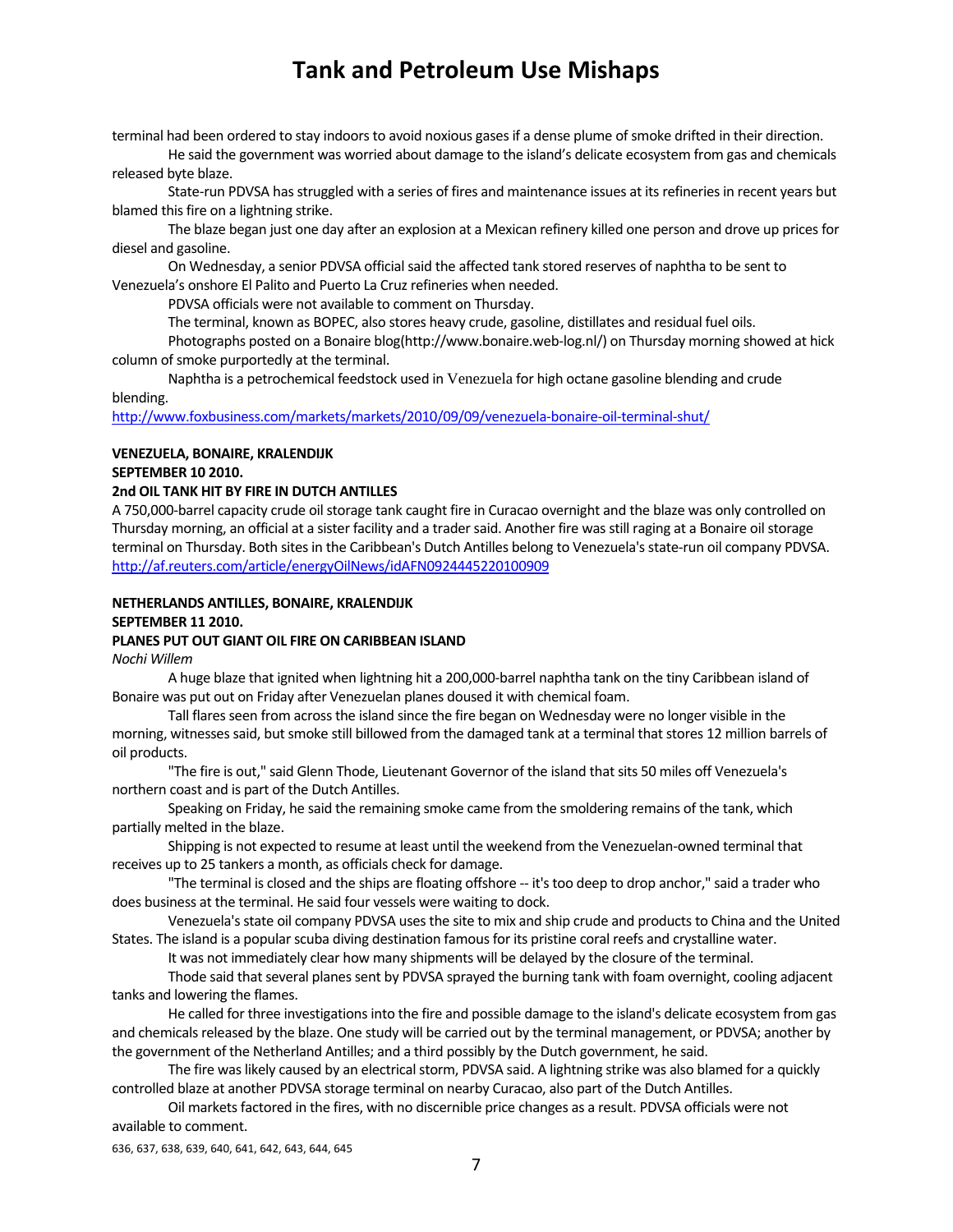terminal had been ordered to stay indoors to avoid noxious gases if a dense plume of smoke drifted in their direction.

He said the government was worried about damage to the island's delicate ecosystem from gas and chemicals released byte blaze.

State-run PDVSA has struggled with a series of fires and maintenance issues at its refineries in recent years but blamed this fire on a lightning strike.

The blaze began just one day after an explosion at a Mexican refinery killed one person and drove up prices for diesel and gasoline.

On Wednesday, a senior PDVSA official said the affected tank stored reserves of naphtha to be sent to Venezuela's onshore El Palito and Puerto La Cruz refineries when needed.

PDVSA officials were not available to comment on Thursday.

The terminal, known as BOPEC, also stores heavy crude, gasoline, distillates and residual fuel oils.

Photographs posted on a Bonaire blog(http://www.bonaire.web-log.nl/) on Thursday morning showed at hick column of smoke purportedly at the terminal.

Naphtha is a petrochemical feedstock used in Venezuela for high octane gasoline blending and crude blending.

http://www.foxbusiness.com/markets/markets/2010/09/09/venezuela-bonaire-oil-terminal-shut/

**VENEZUELA, BONAIRE, KRALENDIJK**
**SEPTEMBER 10 2010.**
**2nd OIL TANK HIT BY FIRE IN DUTCH ANTILLES**

A 750,000-barrel capacity crude oil storage tank caught fire in Curacao overnight and the blaze was only controlled on Thursday morning, an official at a sister facility and a trader said. Another fire was still raging at a Bonaire oil storage terminal on Thursday. Both sites in the Caribbean's Dutch Antilles belong to Venezuela's state-run oil company PDVSA.
http://af.reuters.com/article/energyOilNews/idAFN0924445220100909

**NETHERLANDS ANTILLES, BONAIRE, KRALENDIJK**
**SEPTEMBER 11 2010.**
**PLANES PUT OUT GIANT OIL FIRE ON CARIBBEAN ISLAND**
*Nochi Willem*

A huge blaze that ignited when lightning hit a 200,000-barrel naphtha tank on the tiny Caribbean island of Bonaire was put out on Friday after Venezuelan planes doused it with chemical foam.

Tall flares seen from across the island since the fire began on Wednesday were no longer visible in the morning, witnesses said, but smoke still billowed from the damaged tank at a terminal that stores 12 million barrels of oil products.

"The fire is out," said Glenn Thode, Lieutenant Governor of the island that sits 50 miles off Venezuela's northern coast and is part of the Dutch Antilles.

Speaking on Friday, he said the remaining smoke came from the smoldering remains of the tank, which partially melted in the blaze.

Shipping is not expected to resume at least until the weekend from the Venezuelan-owned terminal that receives up to 25 tankers a month, as officials check for damage.

"The terminal is closed and the ships are floating offshore -- it's too deep to drop anchor," said a trader who does business at the terminal. He said four vessels were waiting to dock.

Venezuela's state oil company PDVSA uses the site to mix and ship crude and products to China and the United States. The island is a popular scuba diving destination famous for its pristine coral reefs and crystalline water.

It was not immediately clear how many shipments will be delayed by the closure of the terminal.

Thode said that several planes sent by PDVSA sprayed the burning tank with foam overnight, cooling adjacent tanks and lowering the flames.

He called for three investigations into the fire and possible damage to the island's delicate ecosystem from gas and chemicals released by the blaze. One study will be carried out by the terminal management, or PDVSA; another by the government of the Netherland Antilles; and a third possibly by the Dutch government, he said.

The fire was likely caused by an electrical storm, PDVSA said. A lightning strike was also blamed for a quickly controlled blaze at another PDVSA storage terminal on nearby Curacao, also part of the Dutch Antilles.

Oil markets factored in the fires, with no discernible price changes as a result. PDVSA officials were not available to comment.

636, 637, 638, 639, 640, 641, 642, 643, 644, 645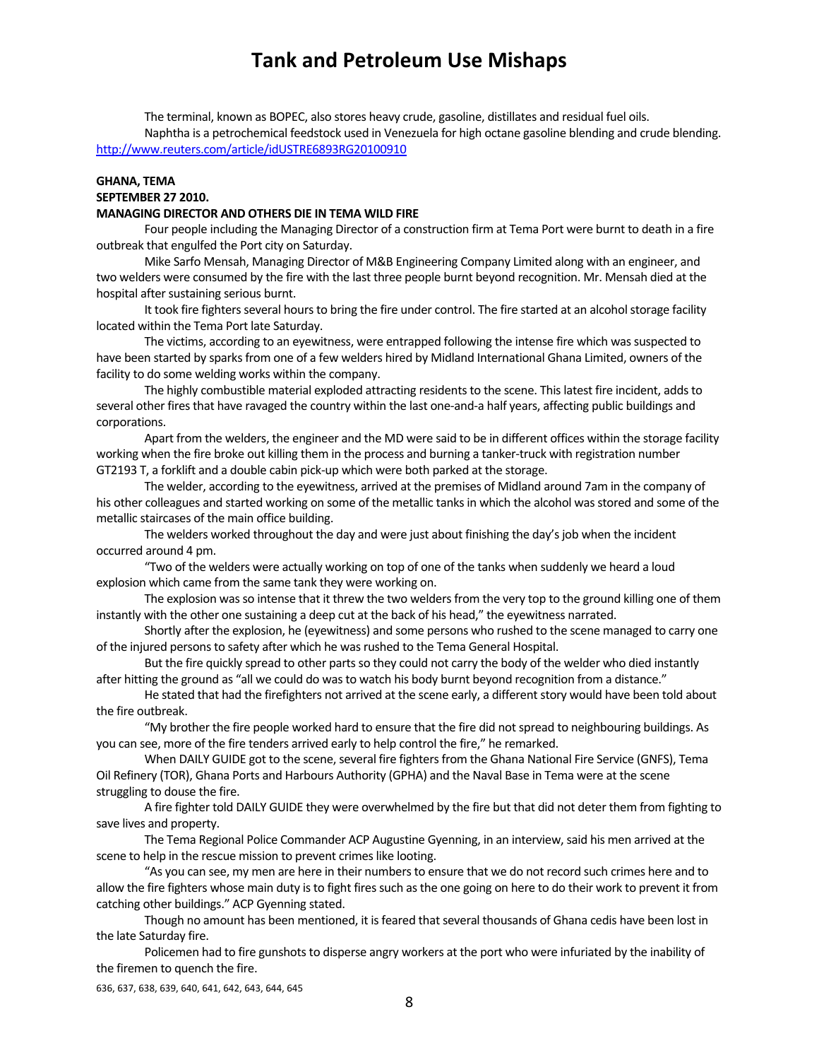The terminal, known as BOPEC, also stores heavy crude, gasoline, distillates and residual fuel oils.

Naphtha is a petrochemical feedstock used in Venezuela for high octane gasoline blending and crude blending.
http://www.reuters.com/article/idUSTRE6893RG20100910

**GHANA, TEMA**
**SEPTEMBER 27 2010.**
**MANAGING DIRECTOR AND OTHERS DIE IN TEMA WILD FIRE**

Four people including the Managing Director of a construction firm at Tema Port were burnt to death in a fire outbreak that engulfed the Port city on Saturday.

Mike Sarfo Mensah, Managing Director of M&B Engineering Company Limited along with an engineer, and two welders were consumed by the fire with the last three people burnt beyond recognition. Mr. Mensah died at the hospital after sustaining serious burnt.

It took fire fighters several hours to bring the fire under control. The fire started at an alcohol storage facility located within the Tema Port late Saturday.

The victims, according to an eyewitness, were entrapped following the intense fire which was suspected to have been started by sparks from one of a few welders hired by Midland International Ghana Limited, owners of the facility to do some welding works within the company.

The highly combustible material exploded attracting residents to the scene. This latest fire incident, adds to several other fires that have ravaged the country within the last one-and-a half years, affecting public buildings and corporations.

Apart from the welders, the engineer and the MD were said to be in different offices within the storage facility working when the fire broke out killing them in the process and burning a tanker-truck with registration number GT2193 T, a forklift and a double cabin pick-up which were both parked at the storage.

The welder, according to the eyewitness, arrived at the premises of Midland around 7am in the company of his other colleagues and started working on some of the metallic tanks in which the alcohol was stored and some of the metallic staircases of the main office building.

The welders worked throughout the day and were just about finishing the day's job when the incident occurred around 4 pm.

"Two of the welders were actually working on top of one of the tanks when suddenly we heard a loud explosion which came from the same tank they were working on.

The explosion was so intense that it threw the two welders from the very top to the ground killing one of them instantly with the other one sustaining a deep cut at the back of his head," the eyewitness narrated.

Shortly after the explosion, he (eyewitness) and some persons who rushed to the scene managed to carry one of the injured persons to safety after which he was rushed to the Tema General Hospital.

But the fire quickly spread to other parts so they could not carry the body of the welder who died instantly after hitting the ground as "all we could do was to watch his body burnt beyond recognition from a distance."

He stated that had the firefighters not arrived at the scene early, a different story would have been told about the fire outbreak.

"My brother the fire people worked hard to ensure that the fire did not spread to neighbouring buildings. As you can see, more of the fire tenders arrived early to help control the fire," he remarked.

When DAILY GUIDE got to the scene, several fire fighters from the Ghana National Fire Service (GNFS), Tema Oil Refinery (TOR), Ghana Ports and Harbours Authority (GPHA) and the Naval Base in Tema were at the scene struggling to douse the fire.

A fire fighter told DAILY GUIDE they were overwhelmed by the fire but that did not deter them from fighting to save lives and property.

The Tema Regional Police Commander ACP Augustine Gyenning, in an interview, said his men arrived at the scene to help in the rescue mission to prevent crimes like looting.

"As you can see, my men are here in their numbers to ensure that we do not record such crimes here and to allow the fire fighters whose main duty is to fight fires such as the one going on here to do their work to prevent it from catching other buildings." ACP Gyenning stated.

Though no amount has been mentioned, it is feared that several thousands of Ghana cedis have been lost in the late Saturday fire.

Policemen had to fire gunshots to disperse angry workers at the port who were infuriated by the inability of the firemen to quench the fire.

636, 637, 638, 639, 640, 641, 642, 643, 644, 645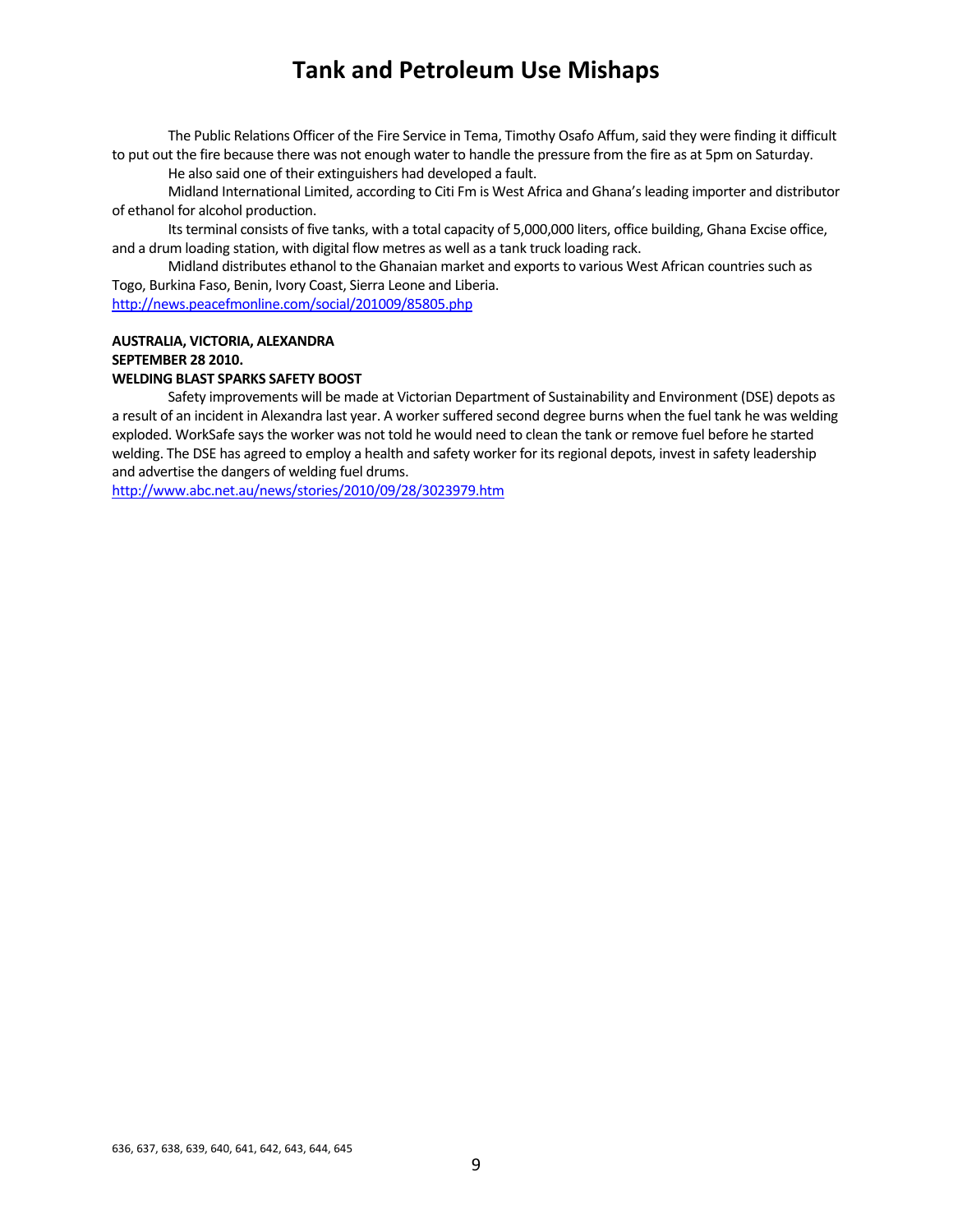The Public Relations Officer of the Fire Service in Tema, Timothy Osafo Affum, said they were finding it difficult to put out the fire because there was not enough water to handle the pressure from the fire as at 5pm on Saturday.

He also said one of their extinguishers had developed a fault.

Midland International Limited, according to Citi Fm is West Africa and Ghana's leading importer and distributor of ethanol for alcohol production.

Its terminal consists of five tanks, with a total capacity of 5,000,000 liters, office building, Ghana Excise office, and a drum loading station, with digital flow metres as well as a tank truck loading rack.

Midland distributes ethanol to the Ghanaian market and exports to various West African countries such as Togo, Burkina Faso, Benin, Ivory Coast, Sierra Leone and Liberia.

http://news.peacefmonline.com/social/201009/85805.php

**AUSTRALIA, VICTORIA, ALEXANDRA**
**SEPTEMBER 28 2010.**
**WELDING BLAST SPARKS SAFETY BOOST**

Safety improvements will be made at Victorian Department of Sustainability and Environment (DSE) depots as a result of an incident in Alexandra last year. A worker suffered second degree burns when the fuel tank he was welding exploded. WorkSafe says the worker was not told he would need to clean the tank or remove fuel before he started welding. The DSE has agreed to employ a health and safety worker for its regional depots, invest in safety leadership and advertise the dangers of welding fuel drums.

http://www.abc.net.au/news/stories/2010/09/28/3023979.htm

636, 637, 638, 639, 640, 641, 642, 643, 644, 645